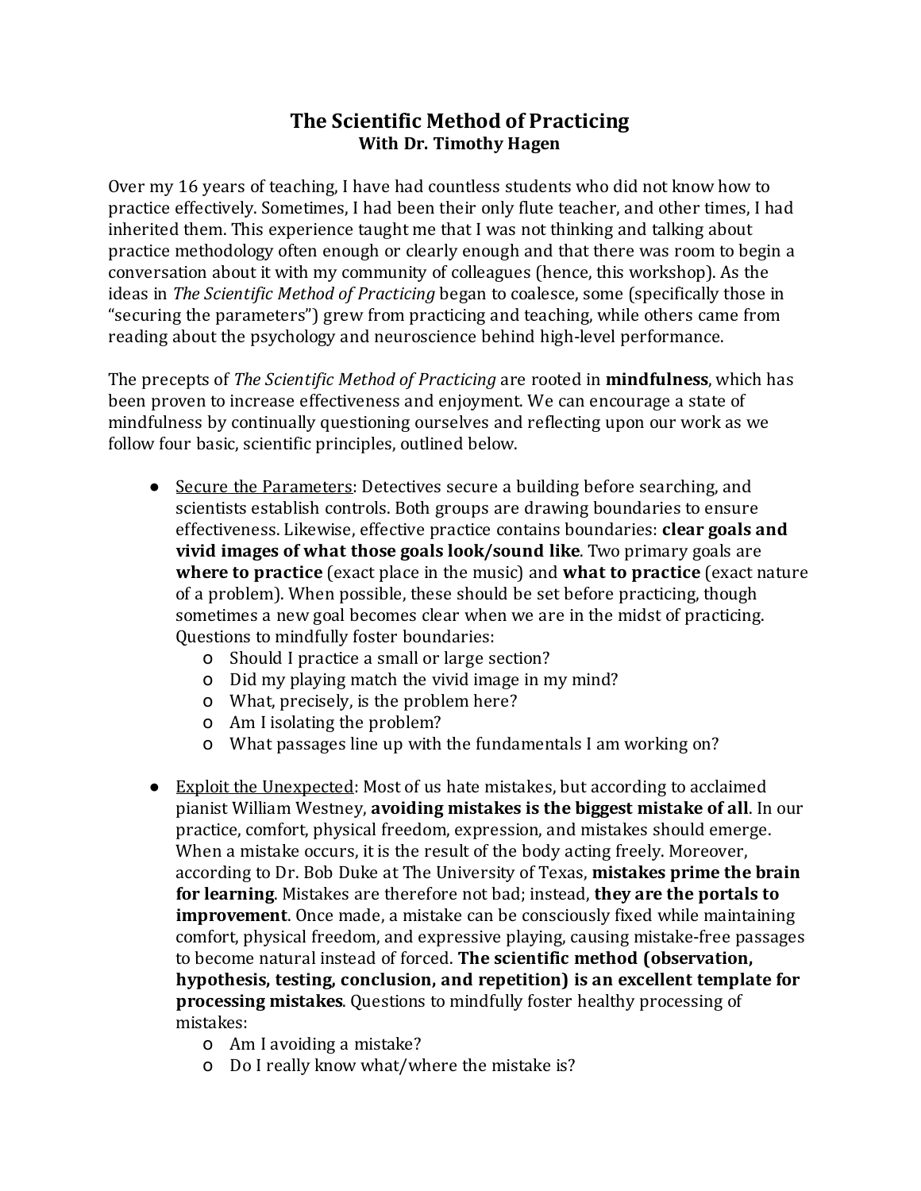# The Scientific Method of Practicing
### With Dr. Timothy Hagen

Over my 16 years of teaching, I have had countless students who did not know how to practice effectively. Sometimes, I had been their only flute teacher, and other times, I had inherited them. This experience taught me that I was not thinking and talking about practice methodology often enough or clearly enough and that there was room to begin a conversation about it with my community of colleagues (hence, this workshop). As the ideas in *The Scientific Method of Practicing* began to coalesce, some (specifically those in "securing the parameters") grew from practicing and teaching, while others came from reading about the psychology and neuroscience behind high-level performance.

The precepts of *The Scientific Method of Practicing* are rooted in **mindfulness**, which has been proven to increase effectiveness and enjoyment. We can encourage a state of mindfulness by continually questioning ourselves and reflecting upon our work as we follow four basic, scientific principles, outlined below.

- <u>Secure the Parameters</u>: Detectives secure a building before searching, and scientists establish controls. Both groups are drawing boundaries to ensure effectiveness. Likewise, effective practice contains boundaries: **clear goals and vivid images of what those goals look/sound like**. Two primary goals are **where to practice** (exact place in the music) and **what to practice** (exact nature of a problem). When possible, these should be set before practicing, though sometimes a new goal becomes clear when we are in the midst of practicing. Questions to mindfully foster boundaries:
  - Should I practice a small or large section?
  - Did my playing match the vivid image in my mind?
  - What, precisely, is the problem here?
  - Am I isolating the problem?
  - What passages line up with the fundamentals I am working on?

- <u>Exploit the Unexpected</u>: Most of us hate mistakes, but according to acclaimed pianist William Westney, **avoiding mistakes is the biggest mistake of all**. In our practice, comfort, physical freedom, expression, and mistakes should emerge. When a mistake occurs, it is the result of the body acting freely. Moreover, according to Dr. Bob Duke at The University of Texas, **mistakes prime the brain for learning**. Mistakes are therefore not bad; instead, **they are the portals to improvement**. Once made, a mistake can be consciously fixed while maintaining comfort, physical freedom, and expressive playing, causing mistake-free passages to become natural instead of forced. **The scientific method (observation, hypothesis, testing, conclusion, and repetition) is an excellent template for processing mistakes**. Questions to mindfully foster healthy processing of mistakes:
  - Am I avoiding a mistake?
  - Do I really know what/where the mistake is?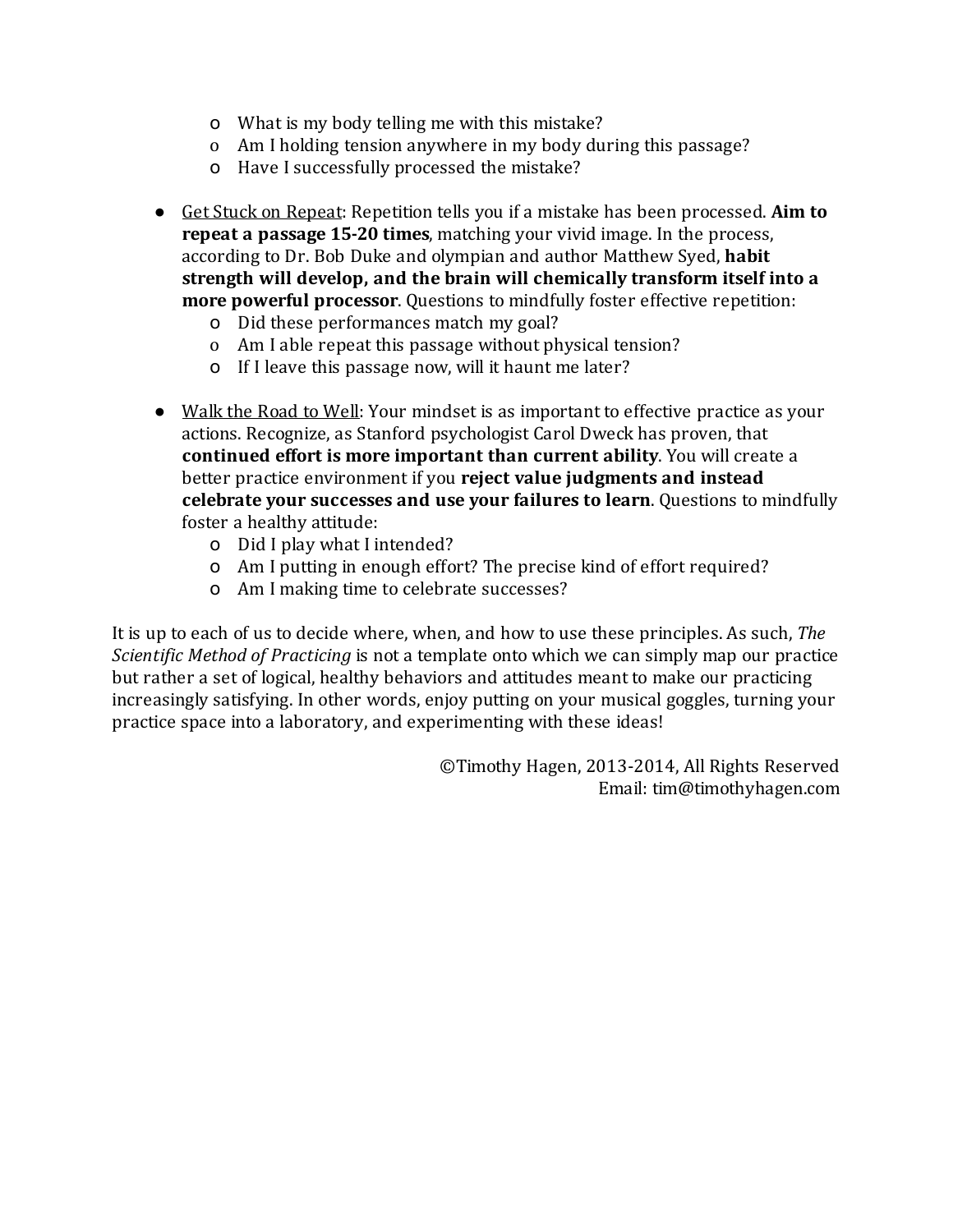- What is my body telling me with this mistake?
  - Am I holding tension anywhere in my body during this passage?
  - Have I successfully processed the mistake?

- Get Stuck on Repeat: Repetition tells you if a mistake has been processed. **Aim to repeat a passage 15-20 times**, matching your vivid image. In the process, according to Dr. Bob Duke and olympian and author Matthew Syed, **habit strength will develop, and the brain will chemically transform itself into a more powerful processor**. Questions to mindfully foster effective repetition:
  - Did these performances match my goal?
  - Am I able repeat this passage without physical tension?
  - If I leave this passage now, will it haunt me later?

- Walk the Road to Well: Your mindset is as important to effective practice as your actions. Recognize, as Stanford psychologist Carol Dweck has proven, that **continued effort is more important than current ability**. You will create a better practice environment if you **reject value judgments and instead celebrate your successes and use your failures to learn**. Questions to mindfully foster a healthy attitude:
  - Did I play what I intended?
  - Am I putting in enough effort? The precise kind of effort required?
  - Am I making time to celebrate successes?

It is up to each of us to decide where, when, and how to use these principles. As such, *The Scientific Method of Practicing* is not a template onto which we can simply map our practice but rather a set of logical, healthy behaviors and attitudes meant to make our practicing increasingly satisfying. In other words, enjoy putting on your musical goggles, turning your practice space into a laboratory, and experimenting with these ideas!

©Timothy Hagen, 2013-2014, All Rights Reserved
Email: tim@timothyhagen.com